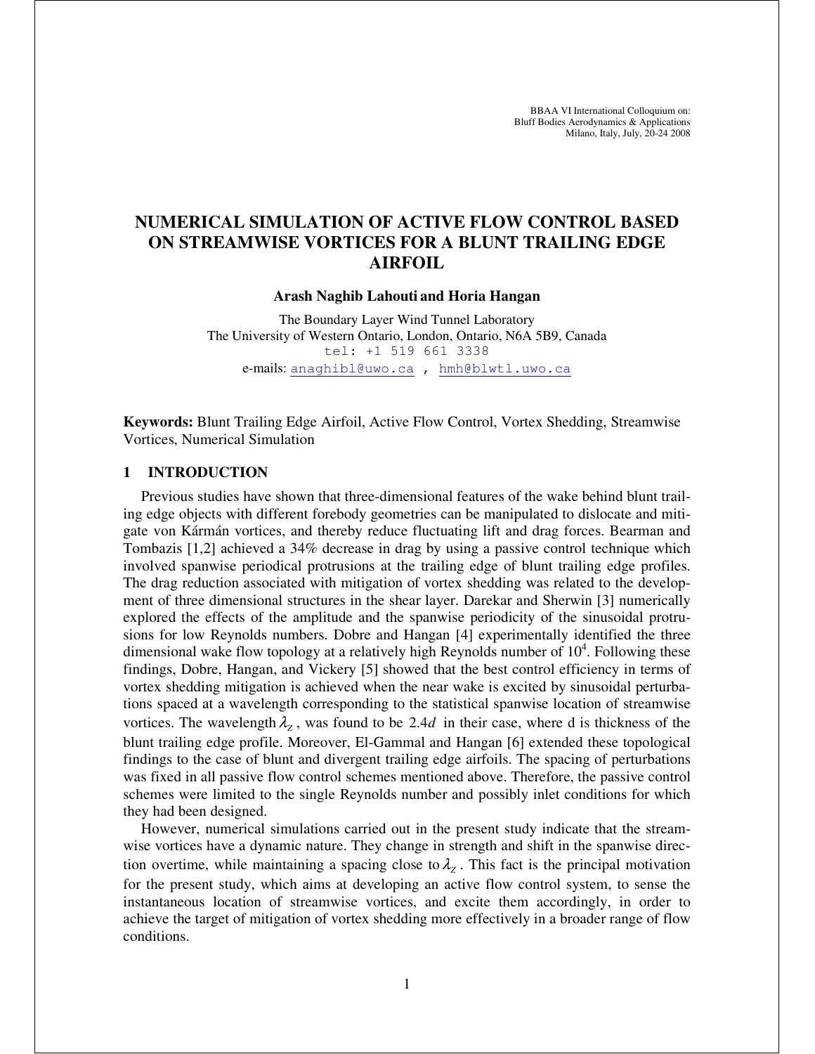BBAA VI International Colloquium on:
Bluff Bodies Aerodynamics & Applications
Milano, Italy, July, 20-24 2008

# NUMERICAL SIMULATION OF ACTIVE FLOW CONTROL BASED ON STREAMWISE VORTICES FOR A BLUNT TRAILING EDGE AIRFOIL

**Arash Naghib Lahouti and Horia Hangan**

The Boundary Layer Wind Tunnel Laboratory
The University of Western Ontario, London, Ontario, N6A 5B9, Canada
tel: +1 519 661 3338
e-mails: anaghibl@uwo.ca , hmh@blwtl.uwo.ca

**Keywords:** Blunt Trailing Edge Airfoil, Active Flow Control, Vortex Shedding, Streamwise Vortices, Numerical Simulation

## 1 INTRODUCTION

Previous studies have shown that three-dimensional features of the wake behind blunt trailing edge objects with different forebody geometries can be manipulated to dislocate and mitigate von Kármán vortices, and thereby reduce fluctuating lift and drag forces. Bearman and Tombazis [1,2] achieved a 34% decrease in drag by using a passive control technique which involved spanwise periodical protrusions at the trailing edge of blunt trailing edge profiles. The drag reduction associated with mitigation of vortex shedding was related to the development of three dimensional structures in the shear layer. Darekar and Sherwin [3] numerically explored the effects of the amplitude and the spanwise periodicity of the sinusoidal protrusions for low Reynolds numbers. Dobre and Hangan [4] experimentally identified the three dimensional wake flow topology at a relatively high Reynolds number of $10^4$. Following these findings, Dobre, Hangan, and Vickery [5] showed that the best control efficiency in terms of vortex shedding mitigation is achieved when the near wake is excited by sinusoidal perturbations spaced at a wavelength corresponding to the statistical spanwise location of streamwise vortices. The wavelength $\lambda_z$, was found to be $2.4d$ in their case, where d is thickness of the blunt trailing edge profile. Moreover, El-Gammal and Hangan [6] extended these topological findings to the case of blunt and divergent trailing edge airfoils. The spacing of perturbations was fixed in all passive flow control schemes mentioned above. Therefore, the passive control schemes were limited to the single Reynolds number and possibly inlet conditions for which they had been designed.

However, numerical simulations carried out in the present study indicate that the streamwise vortices have a dynamic nature. They change in strength and shift in the spanwise direction overtime, while maintaining a spacing close to $\lambda_z$. This fact is the principal motivation for the present study, which aims at developing an active flow control system, to sense the instantaneous location of streamwise vortices, and excite them accordingly, in order to achieve the target of mitigation of vortex shedding more effectively in a broader range of flow conditions.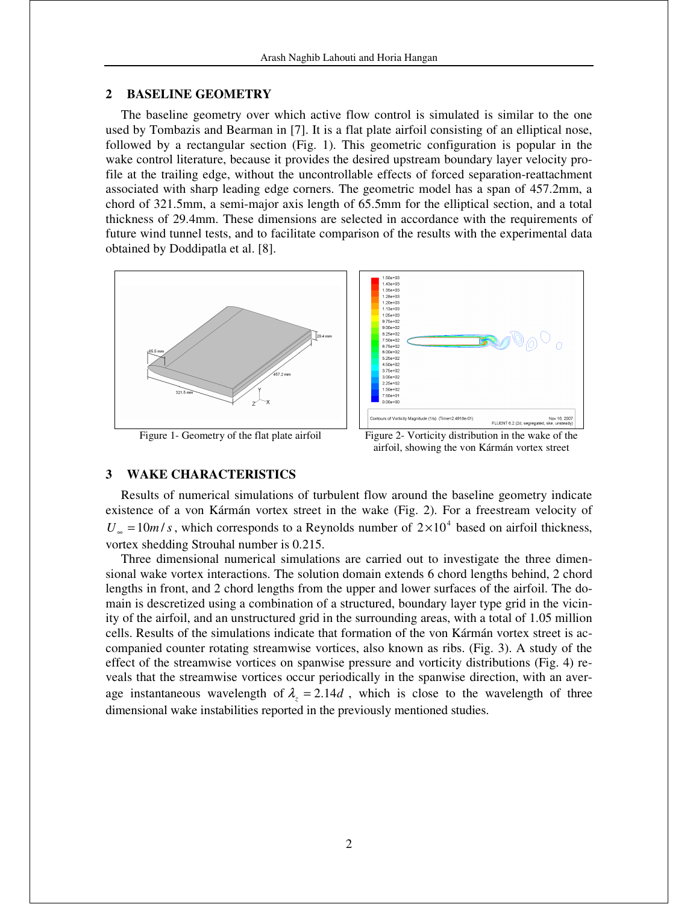## 2 BASELINE GEOMETRY

The baseline geometry over which active flow control is simulated is similar to the one used by Tombazis and Bearman in [7]. It is a flat plate airfoil consisting of an elliptical nose, followed by a rectangular section (Fig. 1). This geometric configuration is popular in the wake control literature, because it provides the desired upstream boundary layer velocity profile at the trailing edge, without the uncontrollable effects of forced separation-reattachment associated with sharp leading edge corners. The geometric model has a span of 457.2mm, a chord of 321.5mm, a semi-major axis length of 65.5mm for the elliptical section, and a total thickness of 29.4mm. These dimensions are selected in accordance with the requirements of future wind tunnel tests, and to facilitate comparison of the results with the experimental data obtained by Doddipatla et al. [8].

Figure 1- Geometry of the flat plate airfoil

Figure 2- Vorticity distribution in the wake of the airfoil, showing the von Kármán vortex street

## 3 WAKE CHARACTERISTICS

Results of numerical simulations of turbulent flow around the baseline geometry indicate existence of a von Kármán vortex street in the wake (Fig. 2). For a freestream velocity of $U_\infty = 10 m/s$, which corresponds to a Reynolds number of $2\times10^4$ based on airfoil thickness, vortex shedding Strouhal number is 0.215.

Three dimensional numerical simulations are carried out to investigate the three dimensional wake vortex interactions. The solution domain extends 6 chord lengths behind, 2 chord lengths in front, and 2 chord lengths from the upper and lower surfaces of the airfoil. The domain is descretized using a combination of a structured, boundary layer type grid in the vicinity of the airfoil, and an unstructured grid in the surrounding areas, with a total of 1.05 million cells. Results of the simulations indicate that formation of the von Kármán vortex street is accompanied counter rotating streamwise vortices, also known as ribs. (Fig. 3). A study of the effect of the streamwise vortices on spanwise pressure and vorticity distributions (Fig. 4) reveals that the streamwise vortices occur periodically in the spanwise direction, with an average instantaneous wavelength of $\lambda_z = 2.14d$, which is close to the wavelength of three dimensional wake instabilities reported in the previously mentioned studies.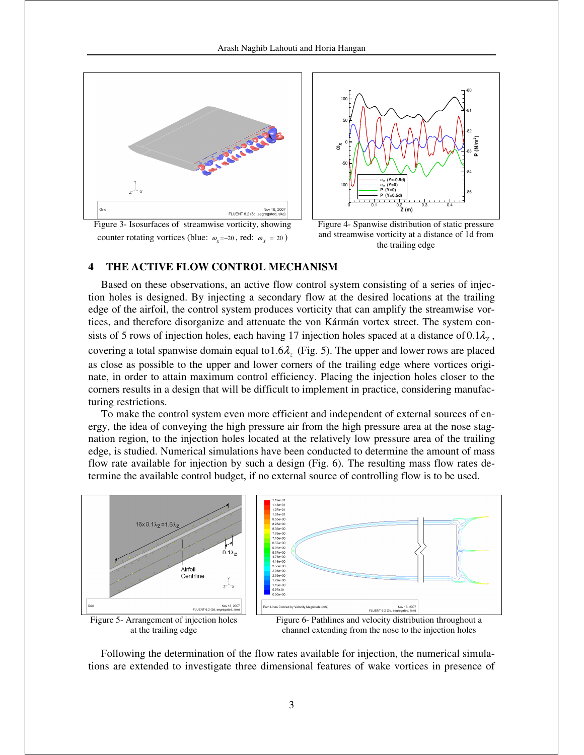Figure 3- Isosurfaces of streamwise vorticity, showing counter rotating vortices (blue: $\omega_x$=−20 , red: $\omega_x$ = 20 )

Figure 4- Spanwise distribution of static pressure and streamwise vorticity at a distance of 1d from the trailing edge

## 4 THE ACTIVE FLOW CONTROL MECHANISM

Based on these observations, an active flow control system consisting of a series of injection holes is designed. By injecting a secondary flow at the desired locations at the trailing edge of the airfoil, the control system produces vorticity that can amplify the streamwise vortices, and therefore disorganize and attenuate the von Kármán vortex street. The system consists of 5 rows of injection holes, each having 17 injection holes spaced at a distance of $0.1\lambda_z$, covering a total spanwise domain equal to $1.6\lambda_z$ (Fig. 5). The upper and lower rows are placed as close as possible to the upper and lower corners of the trailing edge where vortices originate, in order to attain maximum control efficiency. Placing the injection holes closer to the corners results in a design that will be difficult to implement in practice, considering manufacturing restrictions.

To make the control system even more efficient and independent of external sources of energy, the idea of conveying the high pressure air from the high pressure area at the nose stagnation region, to the injection holes located at the relatively low pressure area of the trailing edge, is studied. Numerical simulations have been conducted to determine the amount of mass flow rate available for injection by such a design (Fig. 6). The resulting mass flow rates determine the available control budget, if no external source of controlling flow is to be used.

Figure 5- Arrangement of injection holes at the trailing edge

Figure 6- Pathlines and velocity distribution throughout a channel extending from the nose to the injection holes

Following the determination of the flow rates available for injection, the numerical simulations are extended to investigate three dimensional features of wake vortices in presence of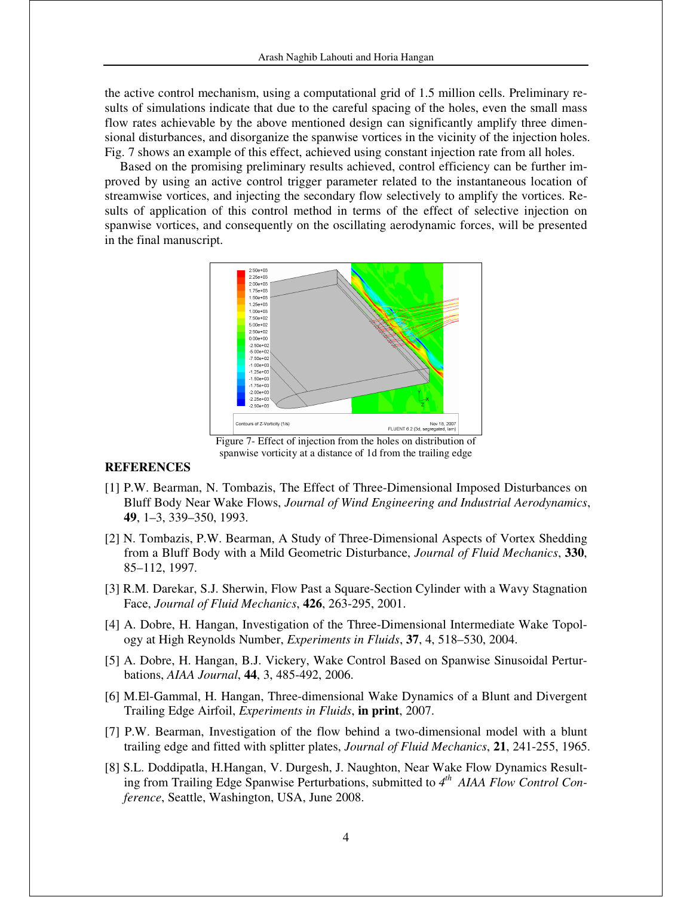the active control mechanism, using a computational grid of 1.5 million cells. Preliminary results of simulations indicate that due to the careful spacing of the holes, even the small mass flow rates achievable by the above mentioned design can significantly amplify three dimensional disturbances, and disorganize the spanwise vortices in the vicinity of the injection holes. Fig. 7 shows an example of this effect, achieved using constant injection rate from all holes.

Based on the promising preliminary results achieved, control efficiency can be further improved by using an active control trigger parameter related to the instantaneous location of streamwise vortices, and injecting the secondary flow selectively to amplify the vortices. Results of application of this control method in terms of the effect of selective injection on spanwise vortices, and consequently on the oscillating aerodynamic forces, will be presented in the final manuscript.

2.50e+03
2.25e+03
2.00e+03
1.75e+03
1.50e+03
1.25e+03
1.00e+03
7.50e+02
5.00e+02
2.50e+02
0.00e+00
-2.50e+02
-5.00e+02
-7.50e+02
-1.00e+03
-1.25e+03
-1.50e+03
-1.75e+03
-2.00e+03
-2.25e+03
-2.50e+03

Contours of Z-Vorticity (1/s)

Nov 18, 2007
FLUENT 6.2 (3d, segregated, lam)

Figure 7- Effect of injection from the holes on distribution of spanwise vorticity at a distance of 1d from the trailing edge

## REFERENCES

[1] P.W. Bearman, N. Tombazis, The Effect of Three-Dimensional Imposed Disturbances on Bluff Body Near Wake Flows, *Journal of Wind Engineering and Industrial Aerodynamics*, **49**, 1–3, 339–350, 1993.

[2] N. Tombazis, P.W. Bearman, A Study of Three-Dimensional Aspects of Vortex Shedding from a Bluff Body with a Mild Geometric Disturbance, *Journal of Fluid Mechanics*, **330**, 85–112, 1997.

[3] R.M. Darekar, S.J. Sherwin, Flow Past a Square-Section Cylinder with a Wavy Stagnation Face, *Journal of Fluid Mechanics*, **426**, 263-295, 2001.

[4] A. Dobre, H. Hangan, Investigation of the Three-Dimensional Intermediate Wake Topology at High Reynolds Number, *Experiments in Fluids*, **37**, 4, 518–530, 2004.

[5] A. Dobre, H. Hangan, B.J. Vickery, Wake Control Based on Spanwise Sinusoidal Perturbations, *AIAA Journal*, **44**, 3, 485-492, 2006.

[6] M.El-Gammal, H. Hangan, Three-dimensional Wake Dynamics of a Blunt and Divergent Trailing Edge Airfoil, *Experiments in Fluids*, **in print**, 2007.

[7] P.W. Bearman, Investigation of the flow behind a two-dimensional model with a blunt trailing edge and fitted with splitter plates, *Journal of Fluid Mechanics*, **21**, 241-255, 1965.

[8] S.L. Doddipatla, H.Hangan, V. Durgesh, J. Naughton, Near Wake Flow Dynamics Resulting from Trailing Edge Spanwise Perturbations, submitted to *4th AIAA Flow Control Conference*, Seattle, Washington, USA, June 2008.